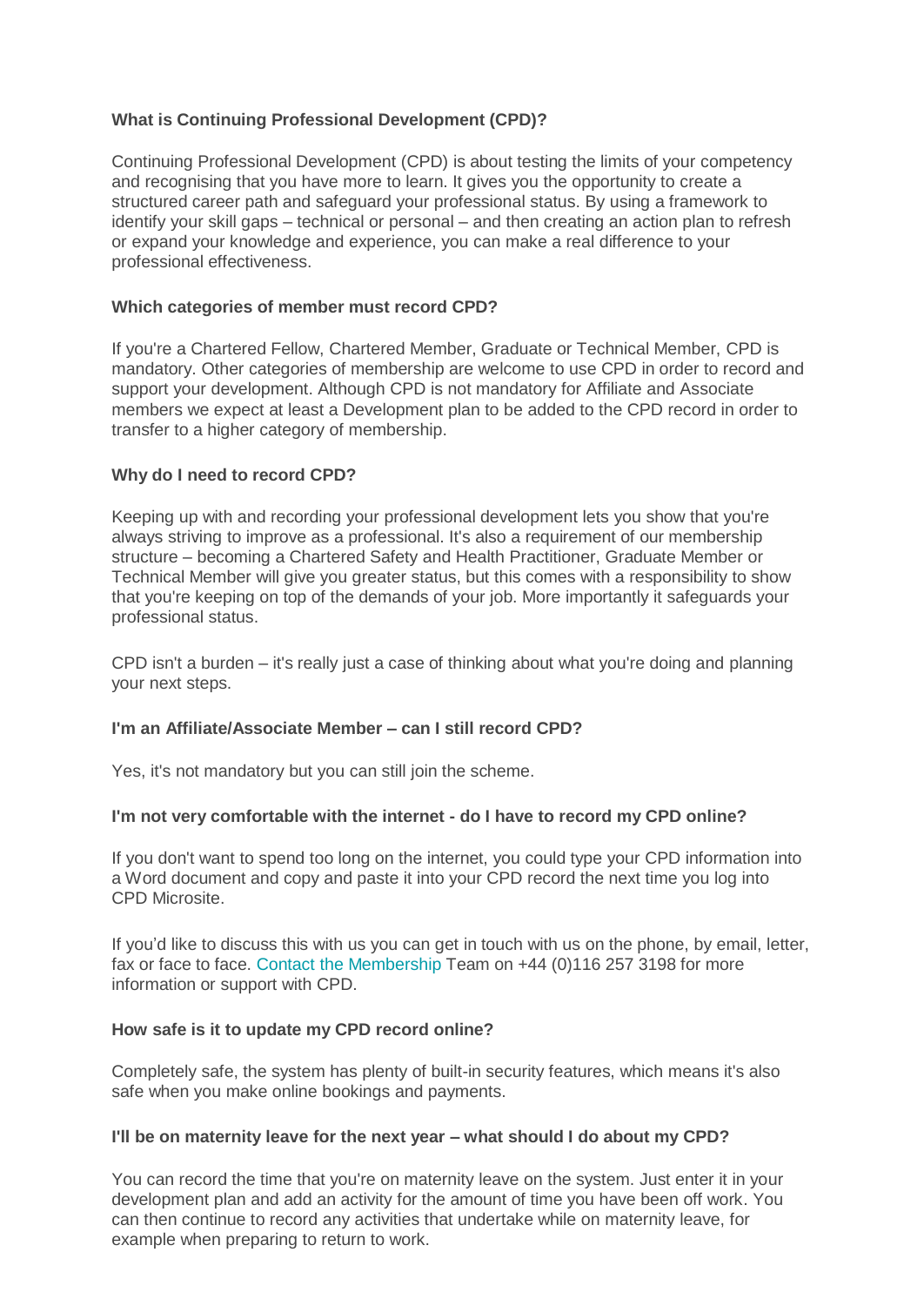### What is Continuing Professional Development (CPD)?

Continuing Professional Development (CPD) is about testing the limits of your competency and recognising that you have more to learn. It gives you the opportunity to create a structured career path and safeguard your professional status. By using a framework to identify your skill gaps – technical or personal – and then creating an action plan to refresh or expand your knowledge and experience, you can make a real difference to your professional effectiveness.

### Which categories of member must record CPD?

If you're a Chartered Fellow, Chartered Member, Graduate or Technical Member, CPD is mandatory. Other categories of membership are welcome to use CPD in order to record and support your development. Although CPD is not mandatory for Affiliate and Associate members we expect at least a Development plan to be added to the CPD record in order to transfer to a higher category of membership.

### Why do I need to record CPD?

Keeping up with and recording your professional development lets you show that you're always striving to improve as a professional. It's also a requirement of our membership structure – becoming a Chartered Safety and Health Practitioner, Graduate Member or Technical Member will give you greater status, but this comes with a responsibility to show that you're keeping on top of the demands of your job. More importantly it safeguards your professional status.

CPD isn't a burden – it's really just a case of thinking about what you're doing and planning your next steps.

### I'm an Affiliate/Associate Member – can I still record CPD?

Yes, it's not mandatory but you can still join the scheme.

### I'm not very comfortable with the internet - do I have to record my CPD online?

If you don't want to spend too long on the internet, you could type your CPD information into a Word document and copy and paste it into your CPD record the next time you log into CPD Microsite.

If you'd like to discuss this with us you can get in touch with us on the phone, by email, letter, fax or face to face. Contact the Membership Team on +44 (0)116 257 3198 for more information or support with CPD.

### How safe is it to update my CPD record online?

Completely safe, the system has plenty of built-in security features, which means it's also safe when you make online bookings and payments.

### I'll be on maternity leave for the next year – what should I do about my CPD?

You can record the time that you're on maternity leave on the system. Just enter it in your development plan and add an activity for the amount of time you have been off work. You can then continue to record any activities that undertake while on maternity leave, for example when preparing to return to work.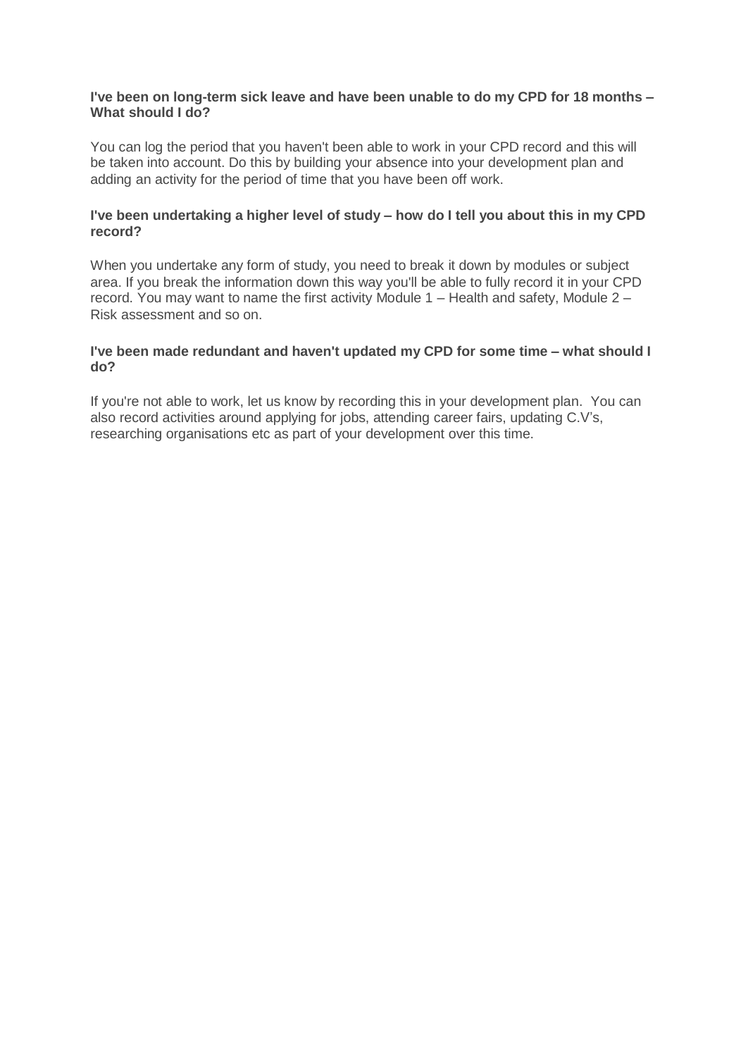**I've been on long-term sick leave and have been unable to do my CPD for 18 months – What should I do?**

You can log the period that you haven't been able to work in your CPD record and this will be taken into account. Do this by building your absence into your development plan and adding an activity for the period of time that you have been off work.

**I've been undertaking a higher level of study – how do I tell you about this in my CPD record?**

When you undertake any form of study, you need to break it down by modules or subject area. If you break the information down this way you'll be able to fully record it in your CPD record. You may want to name the first activity Module 1 – Health and safety, Module 2 – Risk assessment and so on.

**I've been made redundant and haven't updated my CPD for some time – what should I do?**

If you're not able to work, let us know by recording this in your development plan. You can also record activities around applying for jobs, attending career fairs, updating C.V's, researching organisations etc as part of your development over this time.